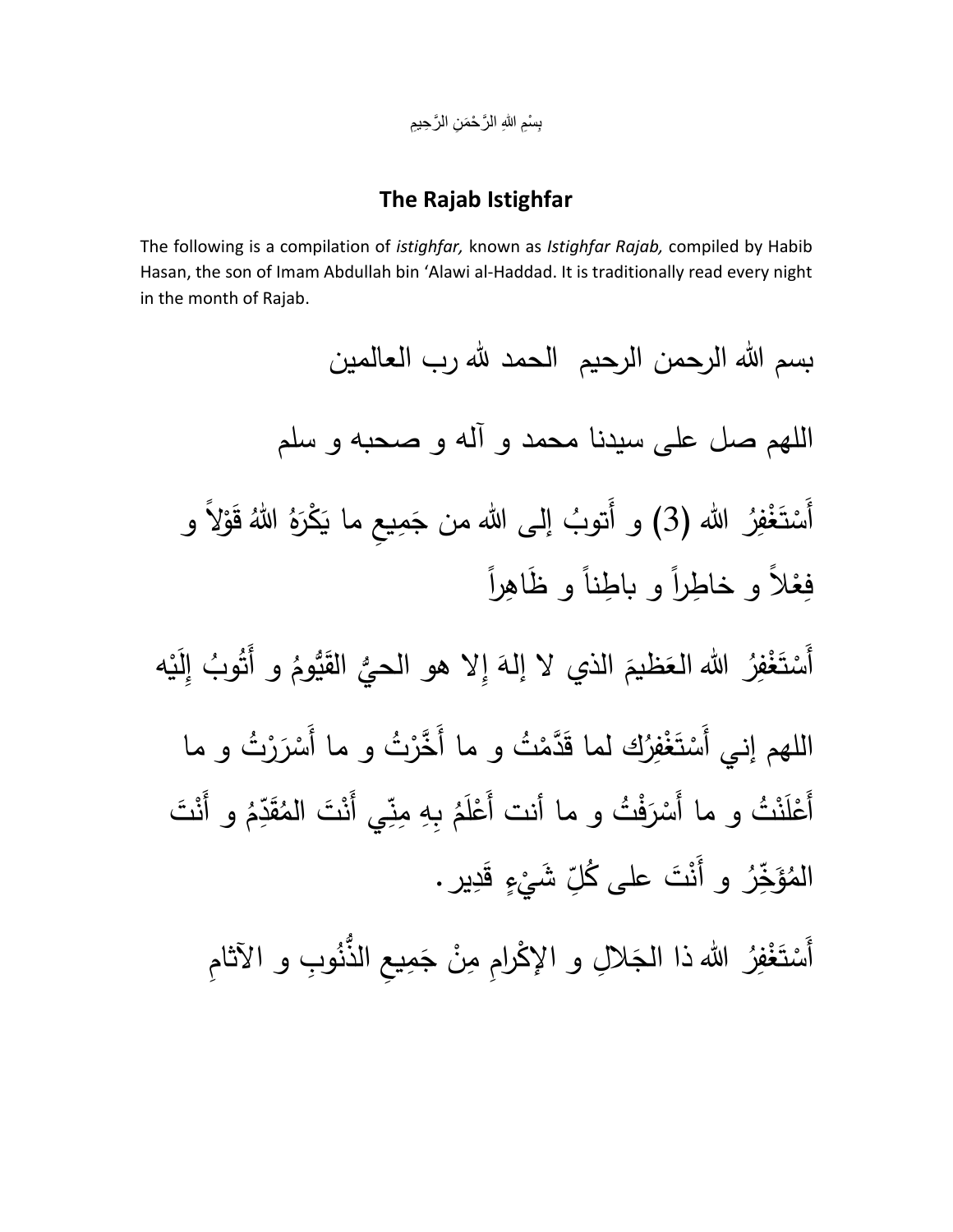بِسْمِ اللهِ الرَّحْمَنِ الرَّحِيمِ

## The Rajab Istighfar

The following is a compilation of *istighfar,* known as *Istighfar Rajab,* compiled by Habib Hasan, the son of Imam Abdullah bin 'Alawi al-Haddad. It is traditionally read every night in the month of Rajab.

بسم الله الرحمن الرحيم الحمد لله رب العالمين

اللهم صل على سيدنا محمد و آله و صحبه و سلم

أَسْتَغْفِرُ الله (3) و أَتوبُ إلى الله من جَمِيعِ ما يَكْرَهُ اللهُ قَوْلاً و فِعْلاً و خاطِراً و باطِناً و ظَاهِراً

أَسْتَغْفِرُ الله العَظيمَ الذي لا إلهَ إلا هو الحيُّ القَيُّومُ و أَتُوبُ إِلَيْه

اللهم إني أَسْتَغْفِرُك لما قَدَّمْتُ و ما أَخَّرْتُ و ما أَسْرَرْتُ و ما أَعْلَنْتُ و ما أَسْرَفْتُ و ما أنت أَعْلَمُ بِهِ مِنِّي أَنْتَ المُقَدِّمُ و أَنْتَ المُؤَخِّرُ و أَنْتَ على كُلِّ شَيْءٍ قَدِير.

أَسْتَغْفِرُ الله ذا الجَلالِ و الإِكْرامِ مِنْ جَمِيعِ الذُّنُوبِ و الآثامِ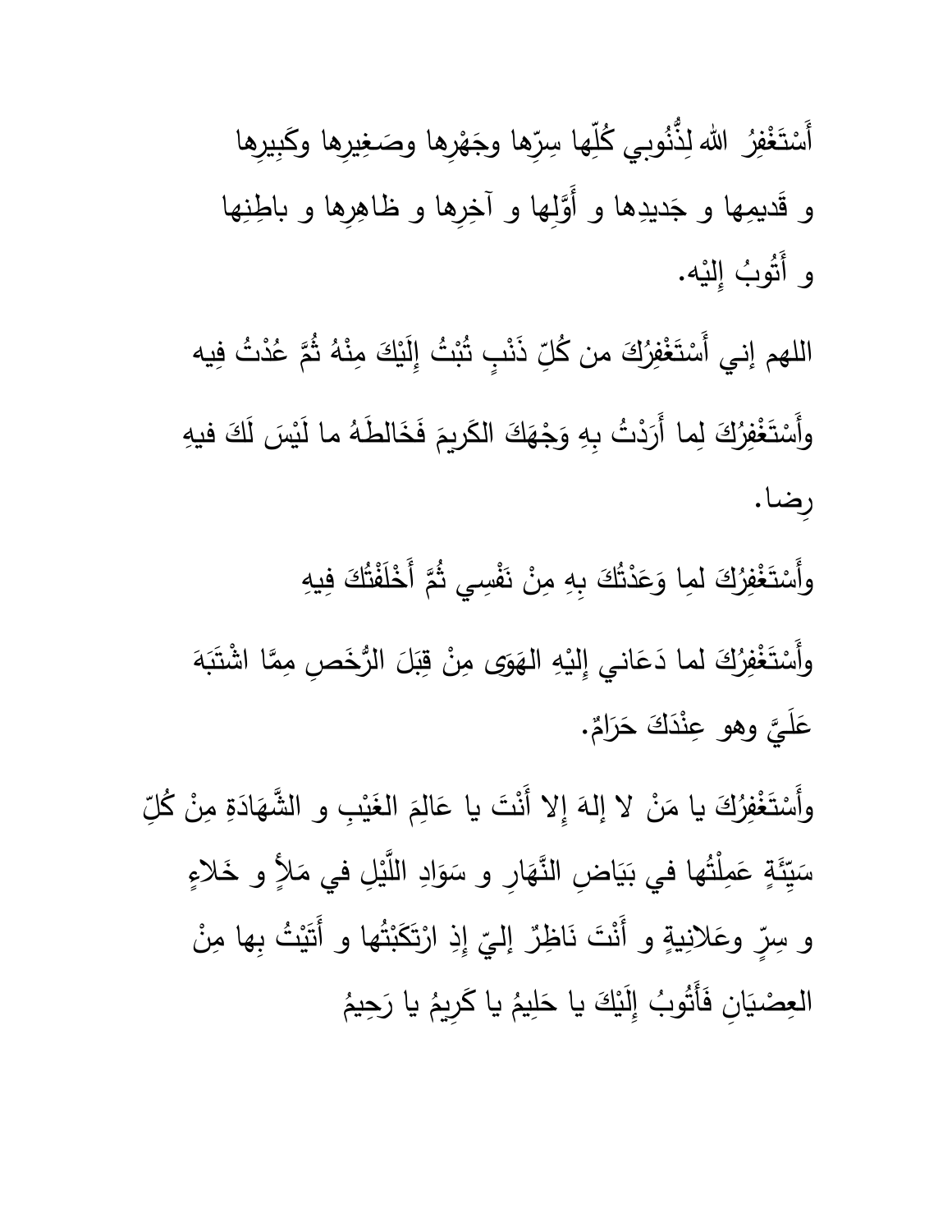أَسْتَغْفِرُ اللهَ لِذُنُوبِي كُلِّها سِرِّها وجَهْرِها وصَغِيرِها وكَبِيرِها و قَديمِها و جَديدِها و أَوَّلِها و آخِرِها و ظاهِرِها و باطِنِها و أَتُوبُ إِلَيْه.

اللهم إني أَسْتَغْفِرُكَ من كُلِّ ذَنْبٍ تُبْتُ إِلَيْكَ مِنْهُ ثُمَّ عُدْتُ فِيه

وأَسْتَغْفِرُكَ لِما أَرَدْتُ بِهِ وَجْهَكَ الكَرِيمَ فَخَالطَهُ ما لَيْسَ لَكَ فيهِ رِضا.

وأَسْتَغْفِرُكَ لِما وَعَدْتُكَ بِهِ مِنْ نَفْسِي ثُمَّ أَخْلَفْتُكَ فِيهِ

وأَسْتَغْفِرُكَ لما دَعَاني إِلَيْهِ الهَوَى مِنْ قِبَلَ الرُّخَصِ مِمَّا اشْتَبَهَ عَلَيَّ وهو عِنْدَكَ حَرَامٌ.

وأَسْتَغْفِرُكَ يا مَنْ لا إلهَ إلا أَنْتَ يا عَالِمَ الغَيْبِ و الشَّهَادَةِ مِنْ كُلِّ سَيِّئَةٍ عَمِلْتُها في بَيَاضِ النَّهَارِ و سَوَادِ اللَّيْلِ في مَلأٍ و خَلاءٍ و سِرٍّ وعَلانِيةٍ و أَنْتَ نَاظِرٌ إليّ إِذِ ارْتَكَبْتُها و أَتَيْتُ بِها مِنْ العِصْيَانِ فَأَتُوبُ إِلَيْكَ يا حَلِيمُ يا كَرِيمُ يا رَحِيمُ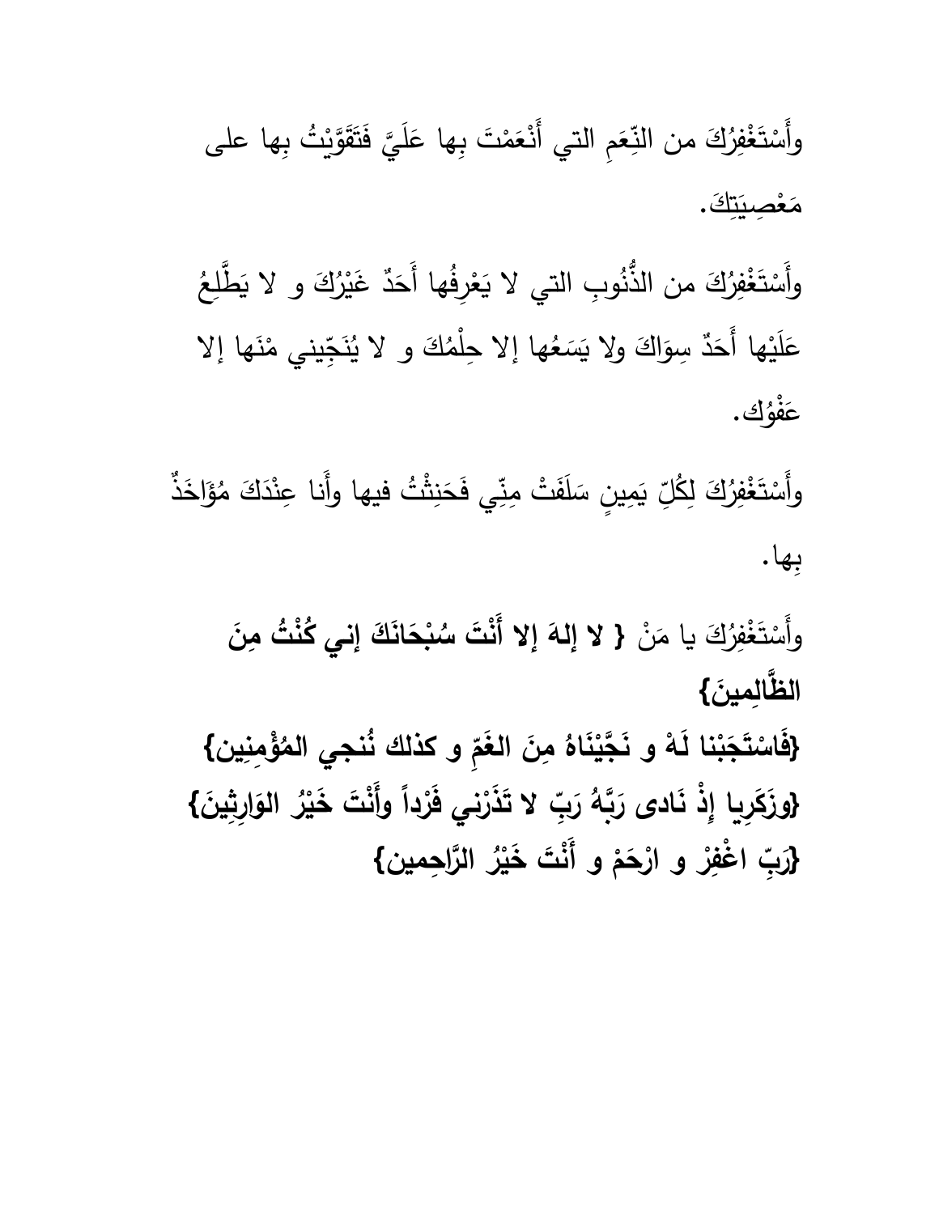وأَسْتَغْفِرُكَ من النِّعَمِ التي أَنْعَمْتَ بِها عَلَيَّ فَتَقَوَّيْتُ بِها على مَعْصِيَتِكَ.

وأَسْتَغْفِرُكَ من الذُّنُوبِ التي لا يَعْرِفُها أَحَدٌ غَيْرُكَ و لا يَطَّلِعُ عَلَيْها أَحَدٌ سِوَاكَ ولا يَسَعُها إلا حِلْمُكَ و لا يُنَجِّينِي مِنْها إلا عَفْوُك.

وأَسْتَغْفِرُكَ لِكُلِّ يَمِينٍ سَلَفَتْ مِنّي فَحَنِثْتُ فيها وأَنا عِنْدَكَ مُؤَاخَذٌ بِها.

وأَسْتَغْفِرُكَ يا مَنْ **{ لا إلهَ إلا أَنْتَ سُبْحَانَكَ إني كُنْتُ مِنَ الظَّالِمينَ}**
**{فَاسْتَجَبْنا لَهْ و نَجَّيْنَاهُ مِنَ الغَمِّ و كذلك نُنجي المُؤْمِنِين}**
**{وزَكَرِيا إِذْ نَادى رَبَّهُ رَبِّ لا تَذَرْني فَرْداً وأَنْتَ خَيْرُ الوَارِثِينَ}**
**{رَبِّ اغْفِرْ و ارْحَمْ و أَنْتَ خَيْرُ الرَّاحِمين}**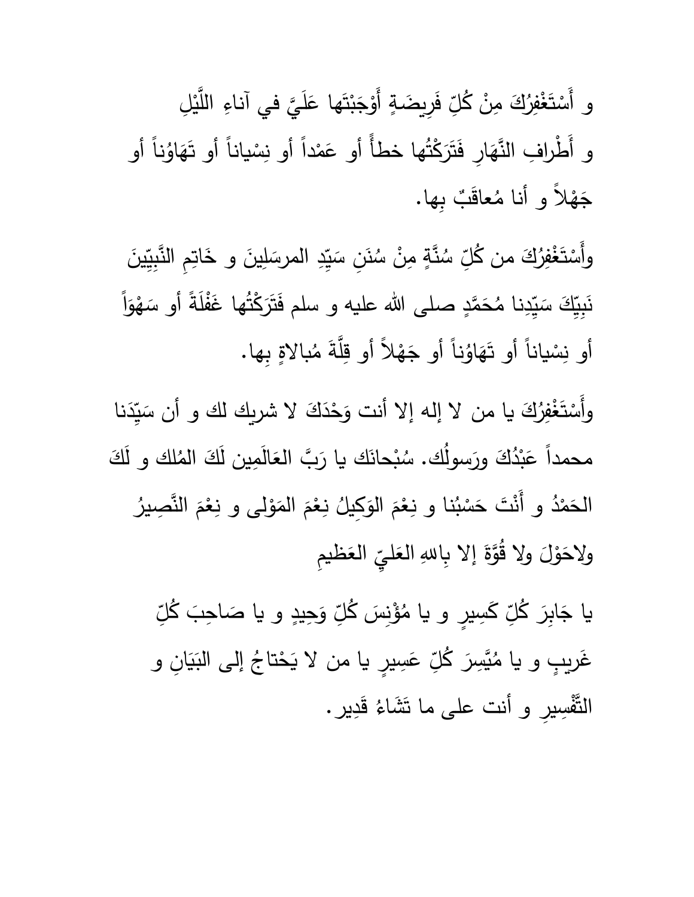و أَسْتَغْفِرُكَ مِنْ كُلِّ فَرِيضَـةٍ أَوْجَبْتَها عَلَيَّ في آناءِ اللَّيْلِ و أَطْرافِ النَّهَارِ فَتَرَكْتُها خطأً أو عَمْداً أو نِسْياناً أو تَهَاوُناً أو جَهْلاً و أنا مُعاقَبٌ بِها.

وأَسْتَغْفِرُكَ من كُلِّ سُنَّةٍ مِنْ سُنَنِ سَيِّدِ المرسَلِينَ و خَاتِمِ النَّبِيِّينَ نَبِيِّكَ سَيِّدِنا مُحَمَّدٍ صلى الله عليه و سلم فَتَرَكْتُها غَفْلَةً أو سَهْوَاً أو نِسْياناً أو تَهَاوُناً أو جَهْلاً أو قِلَّةَ مُبالاةٍ بِها.

وأَسْتَغْفِرُكَ يا من لا إله إلا أنت وَحْدَكَ لا شريك لك و أن سَيِّدَنا محمداً عَبْدُكَ ورَسولُك. سُبْحانَك يا رَبَّ العَالَمِين لَكَ المُلك و لَكَ الحَمْدُ و أَنْتَ حَسْبُنا و نِعْمَ الوَكِيلُ نِعْمَ المَوْلى و نِعْمَ النَّصِيرُ ولاحَوْلَ ولا قُوَّةَ إلا بِاللهِ العَليِّ العَظيمِ

يا جَابِرَ كُلِّ كَسِيرٍ و يا مُؤْنِسَ كُلِّ وَحِيدٍ و يا صَاحِبَ كُلِّ غَرِيبٍ و يا مُيَّسِرَ كُلِّ عَسِيرٍ يا من لا يَحْتاجُ إلى البَيَانِ و التَّفْسِيرِ و أنت على ما تَشَاءُ قَدِير.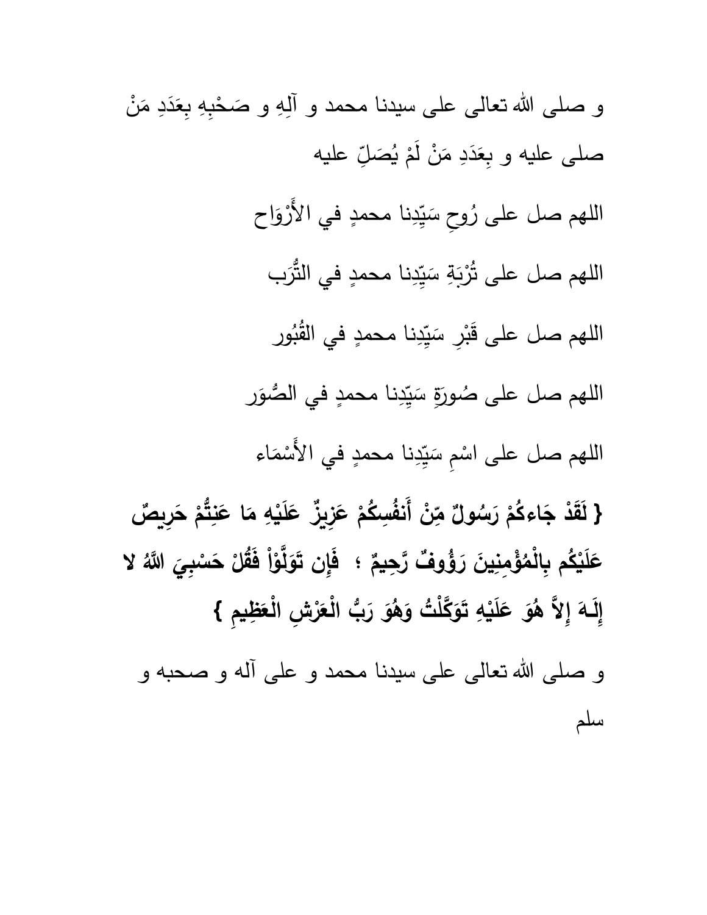و صلى الله تعالى على سيدنا محمد و آلِهِ و صَحْبِهِ بِعَدَدِ مَنْ صلى عليه و بِعَدَدِ مَنْ لَمْ يُصَلِّ عليه

اللهم صل على رُوحِ سَيِّدِنا محمدٍ في الأَرْوَاح

اللهم صل على تُرْبَةِ سَيِّدِنا محمدٍ في التُّرَب

اللهم صل على قَبْرِ سَيِّدِنا محمدٍ في القُبُور

اللهم صل على صُورَةِ سَيِّدِنا محمدٍ في الصُّوَر

اللهم صل على اسْمِ سَيِّدِنا محمدٍ في الأَسْمَاء

**{ لَقَدْ جَاءكُمْ رَسُولٌ مِّنْ أَنفُسِكُمْ عَزِيزٌ عَلَيْهِ مَا عَنِتُّمْ حَرِيصٌ عَلَيْكُم بِالْمُؤْمِنِينَ رَؤُوفٌ رَّحِيمٌ ؛ فَإِن تَوَلَّوْاْ فَقُلْ حَسْبِيَ اللّهُ لا إِلَـهَ إِلاَّ هُوَ عَلَيْهِ تَوَكَّلْتُ وَهُوَ رَبُّ الْعَرْشِ الْعَظِيمِ }**

و صلى الله تعالى على سيدنا محمد و على آله و صحبه و سلم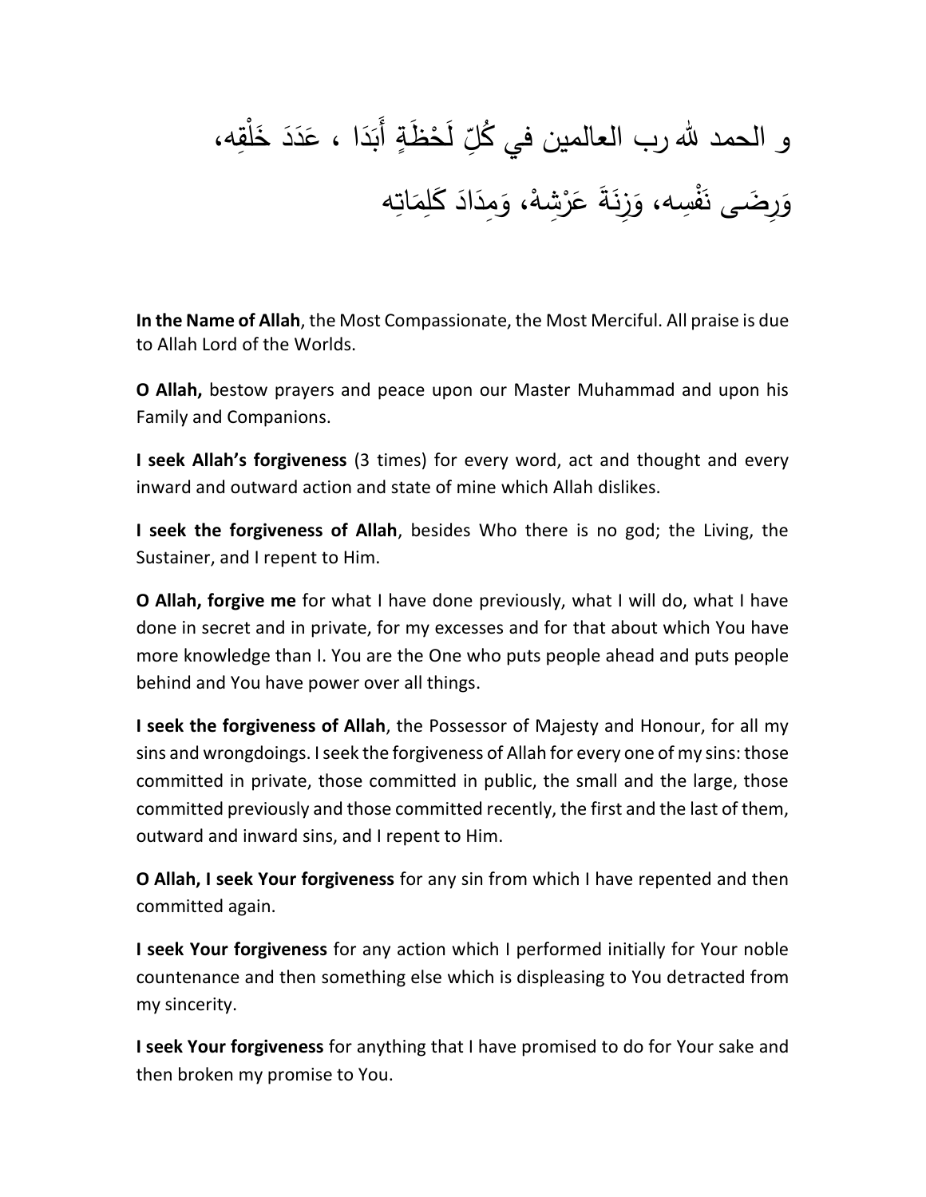و الحمد لله رب العالمين في كُلِّ لَحْظَةٍ أَبَدَا ، عَدَدَ خَلْقِه، وَرِضَى نَفْسِه، وَزِنَةَ عَرْشِهْ، وَمِدَادَ كَلِمَاتِه

**In the Name of Allah**, the Most Compassionate, the Most Merciful. All praise is due to Allah Lord of the Worlds.

**O Allah,** bestow prayers and peace upon our Master Muhammad and upon his Family and Companions.

**I seek Allah's forgiveness** (3 times) for every word, act and thought and every inward and outward action and state of mine which Allah dislikes.

**I seek the forgiveness of Allah**, besides Who there is no god; the Living, the Sustainer, and I repent to Him.

**O Allah, forgive me** for what I have done previously, what I will do, what I have done in secret and in private, for my excesses and for that about which You have more knowledge than I. You are the One who puts people ahead and puts people behind and You have power over all things.

**I seek the forgiveness of Allah**, the Possessor of Majesty and Honour, for all my sins and wrongdoings. I seek the forgiveness of Allah for every one of my sins: those committed in private, those committed in public, the small and the large, those committed previously and those committed recently, the first and the last of them, outward and inward sins, and I repent to Him.

**O Allah, I seek Your forgiveness** for any sin from which I have repented and then committed again.

**I seek Your forgiveness** for any action which I performed initially for Your noble countenance and then something else which is displeasing to You detracted from my sincerity.

**I seek Your forgiveness** for anything that I have promised to do for Your sake and then broken my promise to You.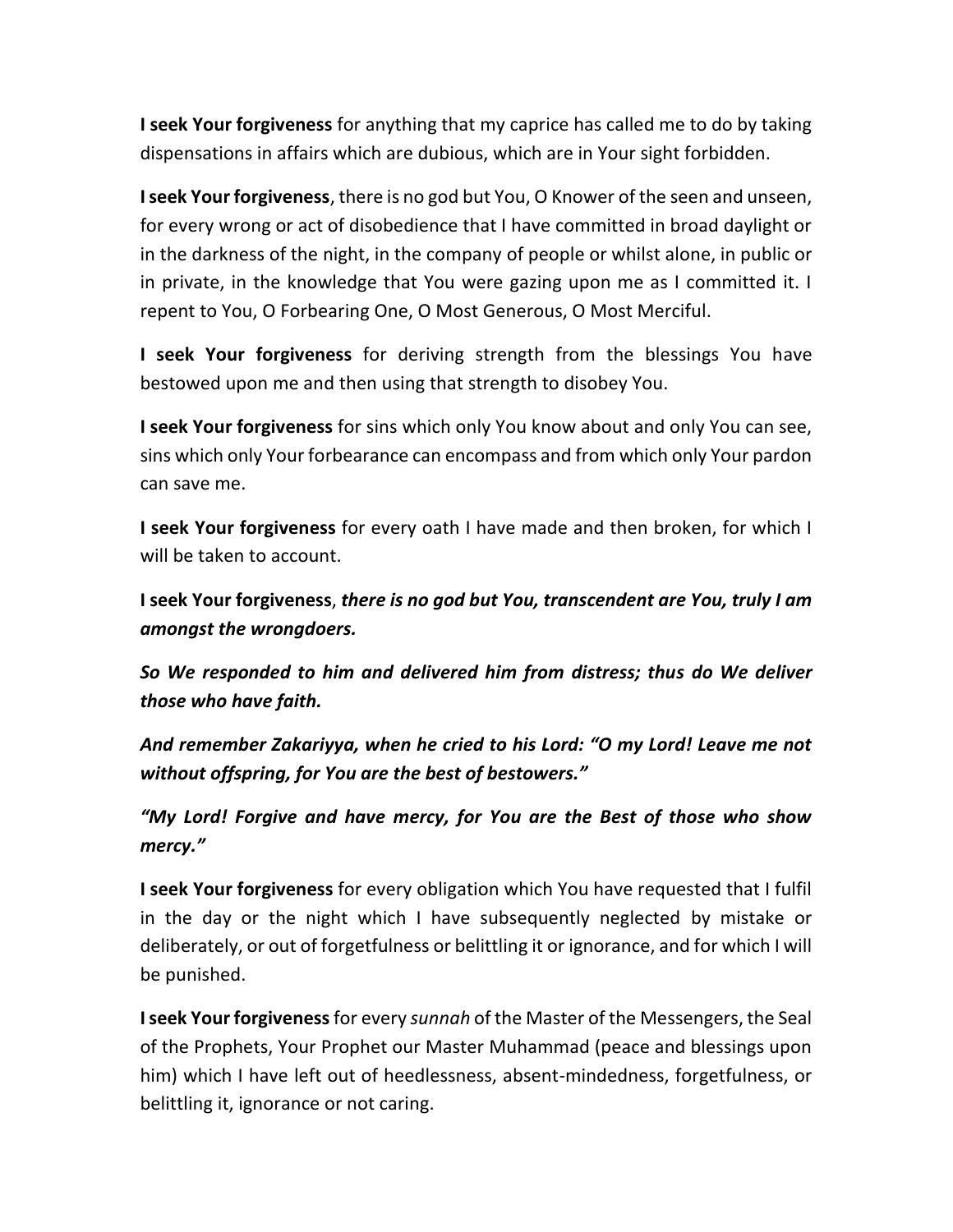**I seek Your forgiveness** for anything that my caprice has called me to do by taking dispensations in affairs which are dubious, which are in Your sight forbidden.

**I seek Your forgiveness**, there is no god but You, O Knower of the seen and unseen, for every wrong or act of disobedience that I have committed in broad daylight or in the darkness of the night, in the company of people or whilst alone, in public or in private, in the knowledge that You were gazing upon me as I committed it. I repent to You, O Forbearing One, O Most Generous, O Most Merciful.

**I seek Your forgiveness** for deriving strength from the blessings You have bestowed upon me and then using that strength to disobey You.

**I seek Your forgiveness** for sins which only You know about and only You can see, sins which only Your forbearance can encompass and from which only Your pardon can save me.

**I seek Your forgiveness** for every oath I have made and then broken, for which I will be taken to account.

**I seek Your forgiveness**, ***there is no god but You, transcendent are You, truly I am amongst the wrongdoers.***

***So We responded to him and delivered him from distress; thus do We deliver those who have faith.***

***And remember Zakariyya, when he cried to his Lord: "O my Lord! Leave me not without offspring, for You are the best of bestowers."***

***"My Lord! Forgive and have mercy, for You are the Best of those who show mercy."***

**I seek Your forgiveness** for every obligation which You have requested that I fulfil in the day or the night which I have subsequently neglected by mistake or deliberately, or out of forgetfulness or belittling it or ignorance, and for which I will be punished.

**I seek Your forgiveness** for every *sunnah* of the Master of the Messengers, the Seal of the Prophets, Your Prophet our Master Muhammad (peace and blessings upon him) which I have left out of heedlessness, absent-mindedness, forgetfulness, or belittling it, ignorance or not caring.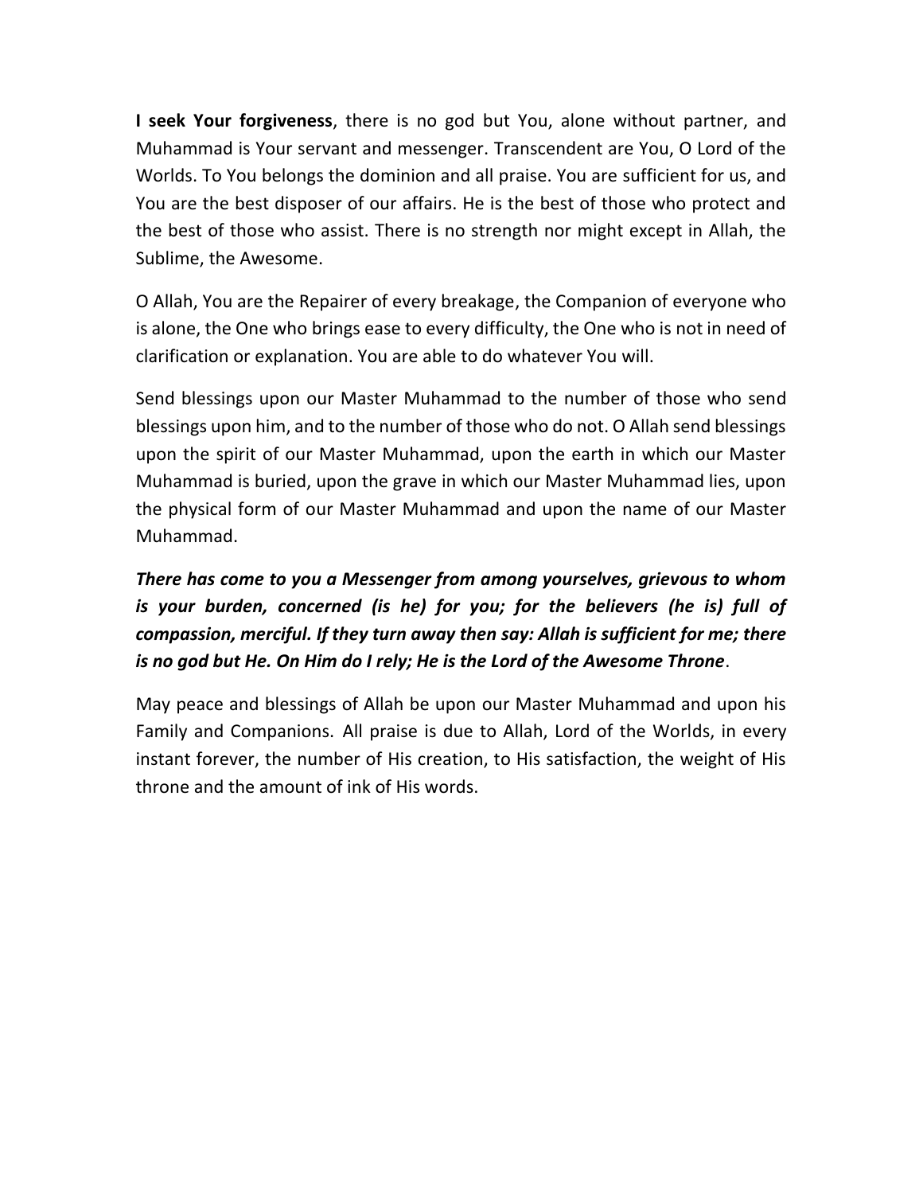**I seek Your forgiveness**, there is no god but You, alone without partner, and Muhammad is Your servant and messenger. Transcendent are You, O Lord of the Worlds. To You belongs the dominion and all praise. You are sufficient for us, and You are the best disposer of our affairs. He is the best of those who protect and the best of those who assist. There is no strength nor might except in Allah, the Sublime, the Awesome.

O Allah, You are the Repairer of every breakage, the Companion of everyone who is alone, the One who brings ease to every difficulty, the One who is not in need of clarification or explanation. You are able to do whatever You will.

Send blessings upon our Master Muhammad to the number of those who send blessings upon him, and to the number of those who do not. O Allah send blessings upon the spirit of our Master Muhammad, upon the earth in which our Master Muhammad is buried, upon the grave in which our Master Muhammad lies, upon the physical form of our Master Muhammad and upon the name of our Master Muhammad.

***There has come to you a Messenger from among yourselves, grievous to whom is your burden, concerned (is he) for you; for the believers (he is) full of compassion, merciful. If they turn away then say: Allah is sufficient for me; there is no god but He. On Him do I rely; He is the Lord of the Awesome Throne***.

May peace and blessings of Allah be upon our Master Muhammad and upon his Family and Companions. All praise is due to Allah, Lord of the Worlds, in every instant forever, the number of His creation, to His satisfaction, the weight of His throne and the amount of ink of His words.